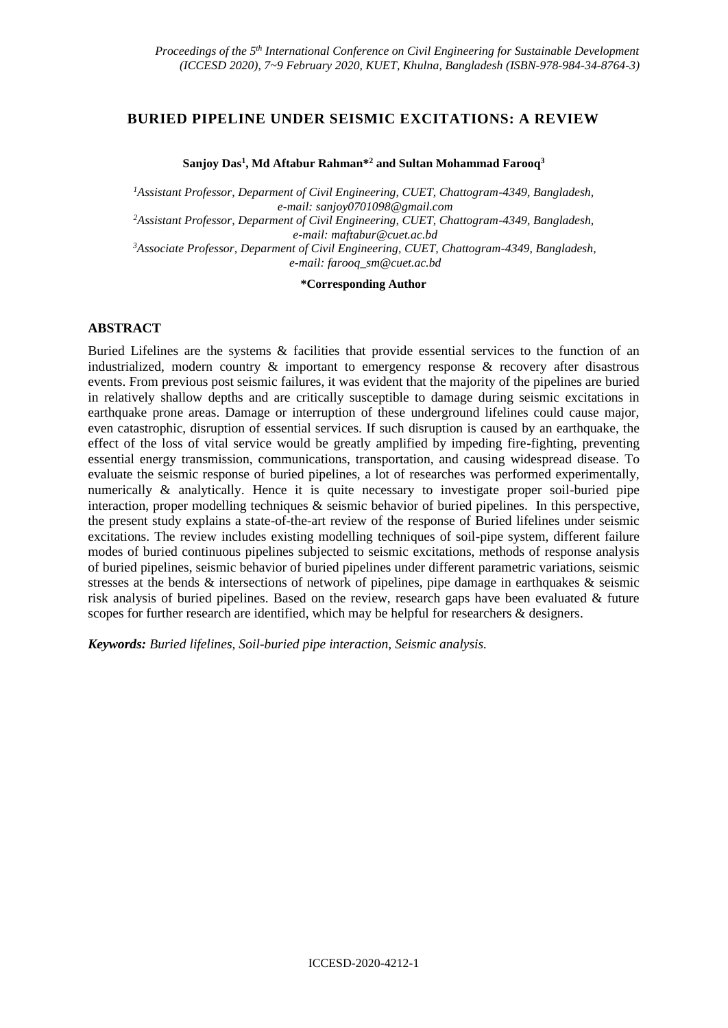# BURIED PIPELINE UNDER SEISMIC EXCITATIONS: A REVIEW

**Sanjoy Das[1], Md Aftabur Rahman*[2] and Sultan Mohammad Farooq[3]**

*[1]Assistant Professor, Deparment of Civil Engineering, CUET, Chattogram-4349, Bangladesh, e-mail: sanjoy0701098@gmail.com*
*[2]Assistant Professor, Deparment of Civil Engineering, CUET, Chattogram-4349, Bangladesh, e-mail: maftabur@cuet.ac.bd*
*[3]Associate Professor, Deparment of Civil Engineering, CUET, Chattogram-4349, Bangladesh, e-mail: farooq_sm@cuet.ac.bd*

**\*Corresponding Author**

## ABSTRACT

Buried Lifelines are the systems & facilities that provide essential services to the function of an industrialized, modern country & important to emergency response & recovery after disastrous events. From previous post seismic failures, it was evident that the majority of the pipelines are buried in relatively shallow depths and are critically susceptible to damage during seismic excitations in earthquake prone areas. Damage or interruption of these underground lifelines could cause major, even catastrophic, disruption of essential services. If such disruption is caused by an earthquake, the effect of the loss of vital service would be greatly amplified by impeding fire-fighting, preventing essential energy transmission, communications, transportation, and causing widespread disease. To evaluate the seismic response of buried pipelines, a lot of researches was performed experimentally, numerically & analytically. Hence it is quite necessary to investigate proper soil-buried pipe interaction, proper modelling techniques & seismic behavior of buried pipelines. In this perspective, the present study explains a state-of-the-art review of the response of Buried lifelines under seismic excitations. The review includes existing modelling techniques of soil-pipe system, different failure modes of buried continuous pipelines subjected to seismic excitations, methods of response analysis of buried pipelines, seismic behavior of buried pipelines under different parametric variations, seismic stresses at the bends & intersections of network of pipelines, pipe damage in earthquakes & seismic risk analysis of buried pipelines. Based on the review, research gaps have been evaluated & future scopes for further research are identified, which may be helpful for researchers & designers.

***Keywords:** Buried lifelines, Soil-buried pipe interaction, Seismic analysis.*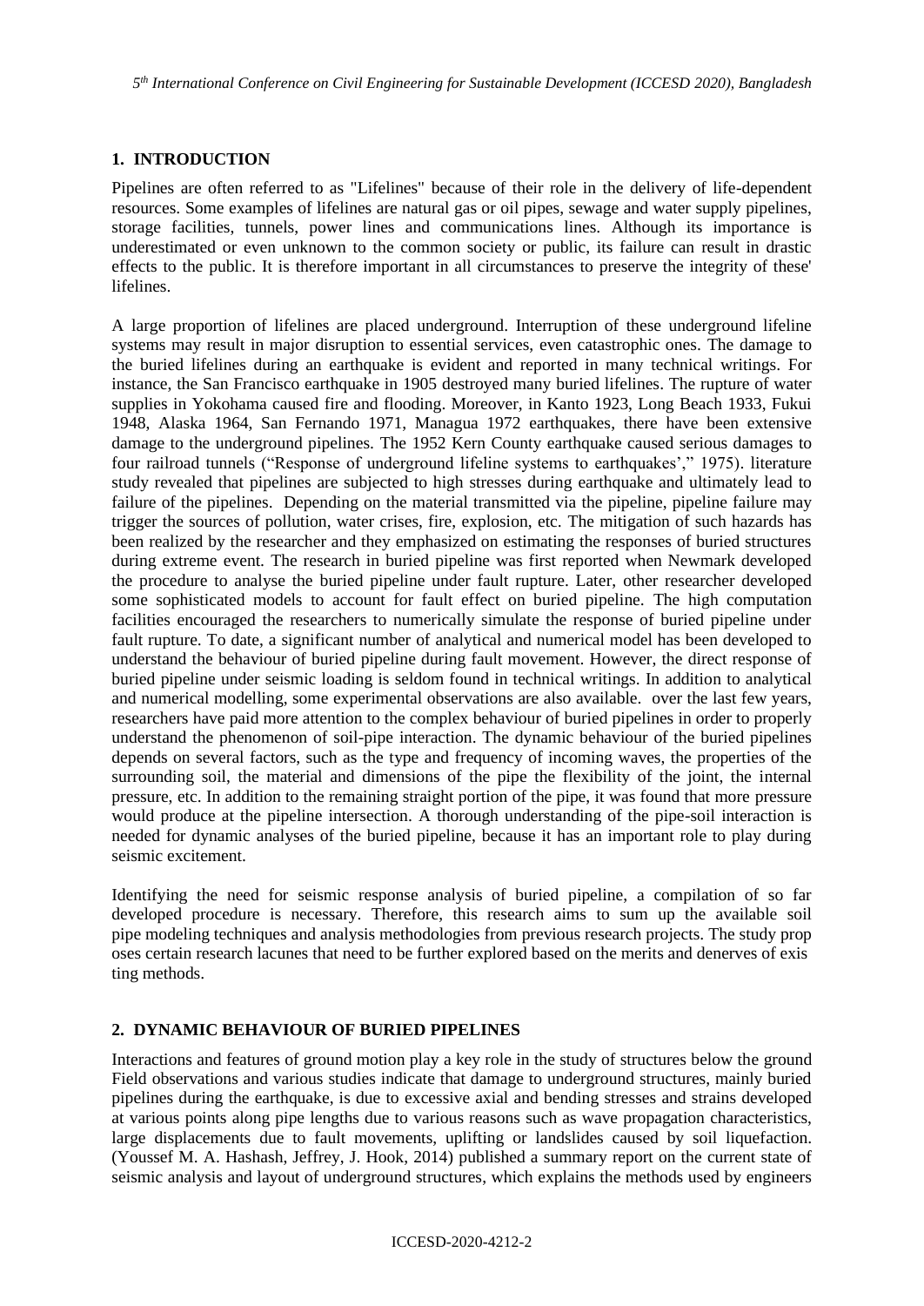## 1. INTRODUCTION

Pipelines are often referred to as "Lifelines" because of their role in the delivery of life-dependent resources. Some examples of lifelines are natural gas or oil pipes, sewage and water supply pipelines, storage facilities, tunnels, power lines and communications lines. Although its importance is underestimated or even unknown to the common society or public, its failure can result in drastic effects to the public. It is therefore important in all circumstances to preserve the integrity of these' lifelines.

A large proportion of lifelines are placed underground. Interruption of these underground lifeline systems may result in major disruption to essential services, even catastrophic ones. The damage to the buried lifelines during an earthquake is evident and reported in many technical writings. For instance, the San Francisco earthquake in 1905 destroyed many buried lifelines. The rupture of water supplies in Yokohama caused fire and flooding. Moreover, in Kanto 1923, Long Beach 1933, Fukui 1948, Alaska 1964, San Fernando 1971, Managua 1972 earthquakes, there have been extensive damage to the underground pipelines. The 1952 Kern County earthquake caused serious damages to four railroad tunnels ("Response of underground lifeline systems to earthquakes'," 1975). literature study revealed that pipelines are subjected to high stresses during earthquake and ultimately lead to failure of the pipelines. Depending on the material transmitted via the pipeline, pipeline failure may trigger the sources of pollution, water crises, fire, explosion, etc. The mitigation of such hazards has been realized by the researcher and they emphasized on estimating the responses of buried structures during extreme event. The research in buried pipeline was first reported when Newmark developed the procedure to analyse the buried pipeline under fault rupture. Later, other researcher developed some sophisticated models to account for fault effect on buried pipeline. The high computation facilities encouraged the researchers to numerically simulate the response of buried pipeline under fault rupture. To date, a significant number of analytical and numerical model has been developed to understand the behaviour of buried pipeline during fault movement. However, the direct response of buried pipeline under seismic loading is seldom found in technical writings. In addition to analytical and numerical modelling, some experimental observations are also available. over the last few years, researchers have paid more attention to the complex behaviour of buried pipelines in order to properly understand the phenomenon of soil-pipe interaction. The dynamic behaviour of the buried pipelines depends on several factors, such as the type and frequency of incoming waves, the properties of the surrounding soil, the material and dimensions of the pipe the flexibility of the joint, the internal pressure, etc. In addition to the remaining straight portion of the pipe, it was found that more pressure would produce at the pipeline intersection. A thorough understanding of the pipe-soil interaction is needed for dynamic analyses of the buried pipeline, because it has an important role to play during seismic excitement.

Identifying the need for seismic response analysis of buried pipeline, a compilation of so far developed procedure is necessary. Therefore, this research aims to sum up the available soil pipe modeling techniques and analysis methodologies from previous research projects. The study prop oses certain research lacunes that need to be further explored based on the merits and deneves of exis ting methods.

## 2. DYNAMIC BEHAVIOUR OF BURIED PIPELINES

Interactions and features of ground motion play a key role in the study of structures below the ground Field observations and various studies indicate that damage to underground structures, mainly buried pipelines during the earthquake, is due to excessive axial and bending stresses and strains developed at various points along pipe lengths due to various reasons such as wave propagation characteristics, large displacements due to fault movements, uplifting or landslides caused by soil liquefaction. (Youssef M. A. Hashash, Jeffrey, J. Hook, 2014) published a summary report on the current state of seismic analysis and layout of underground structures, which explains the methods used by engineers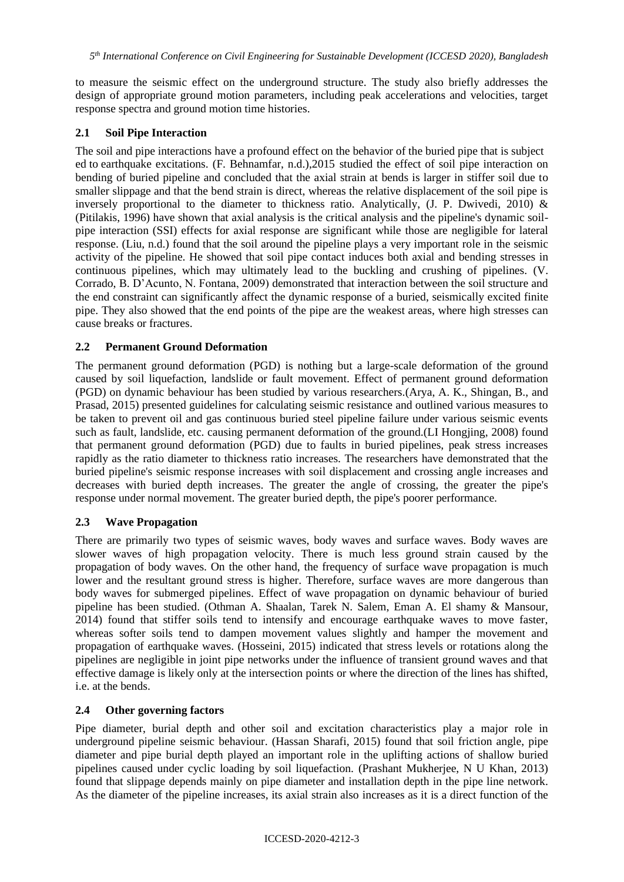to measure the seismic effect on the underground structure. The study also briefly addresses the design of appropriate ground motion parameters, including peak accelerations and velocities, target response spectra and ground motion time histories.

## 2.1 Soil Pipe Interaction

The soil and pipe interactions have a profound effect on the behavior of the buried pipe that is subject ed to earthquake excitations. (F. Behnamfar, n.d.),2015 studied the effect of soil pipe interaction on bending of buried pipeline and concluded that the axial strain at bends is larger in stiffer soil due to smaller slippage and that the bend strain is direct, whereas the relative displacement of the soil pipe is inversely proportional to the diameter to thickness ratio. Analytically, (J. P. Dwivedi, 2010) & (Pitilakis, 1996) have shown that axial analysis is the critical analysis and the pipeline's dynamic soil-pipe interaction (SSI) effects for axial response are significant while those are negligible for lateral response. (Liu, n.d.) found that the soil around the pipeline plays a very important role in the seismic activity of the pipeline. He showed that soil pipe contact induces both axial and bending stresses in continuous pipelines, which may ultimately lead to the buckling and crushing of pipelines. (V. Corrado, B. D'Acunto, N. Fontana, 2009) demonstrated that interaction between the soil structure and the end constraint can significantly affect the dynamic response of a buried, seismically excited finite pipe. They also showed that the end points of the pipe are the weakest areas, where high stresses can cause breaks or fractures.

## 2.2 Permanent Ground Deformation

The permanent ground deformation (PGD) is nothing but a large-scale deformation of the ground caused by soil liquefaction, landslide or fault movement. Effect of permanent ground deformation (PGD) on dynamic behaviour has been studied by various researchers.(Arya, A. K., Shingan, B., and Prasad, 2015) presented guidelines for calculating seismic resistance and outlined various measures to be taken to prevent oil and gas continuous buried steel pipeline failure under various seismic events such as fault, landslide, etc. causing permanent deformation of the ground.(LI Hongjing, 2008) found that permanent ground deformation (PGD) due to faults in buried pipelines, peak stress increases rapidly as the ratio diameter to thickness ratio increases. The researchers have demonstrated that the buried pipeline's seismic response increases with soil displacement and crossing angle increases and decreases with buried depth increases. The greater the angle of crossing, the greater the pipe's response under normal movement. The greater buried depth, the pipe's poorer performance.

## 2.3 Wave Propagation

There are primarily two types of seismic waves, body waves and surface waves. Body waves are slower waves of high propagation velocity. There is much less ground strain caused by the propagation of body waves. On the other hand, the frequency of surface wave propagation is much lower and the resultant ground stress is higher. Therefore, surface waves are more dangerous than body waves for submerged pipelines. Effect of wave propagation on dynamic behaviour of buried pipeline has been studied. (Othman A. Shaalan, Tarek N. Salem, Eman A. El shamy & Mansour, 2014) found that stiffer soils tend to intensify and encourage earthquake waves to move faster, whereas softer soils tend to dampen movement values slightly and hamper the movement and propagation of earthquake waves. (Hosseini, 2015) indicated that stress levels or rotations along the pipelines are negligible in joint pipe networks under the influence of transient ground waves and that effective damage is likely only at the intersection points or where the direction of the lines has shifted, i.e. at the bends.

## 2.4 Other governing factors

Pipe diameter, burial depth and other soil and excitation characteristics play a major role in underground pipeline seismic behaviour. (Hassan Sharafi, 2015) found that soil friction angle, pipe diameter and pipe burial depth played an important role in the uplifting actions of shallow buried pipelines caused under cyclic loading by soil liquefaction. (Prashant Mukherjee, N U Khan, 2013) found that slippage depends mainly on pipe diameter and installation depth in the pipe line network. As the diameter of the pipeline increases, its axial strain also increases as it is a direct function of the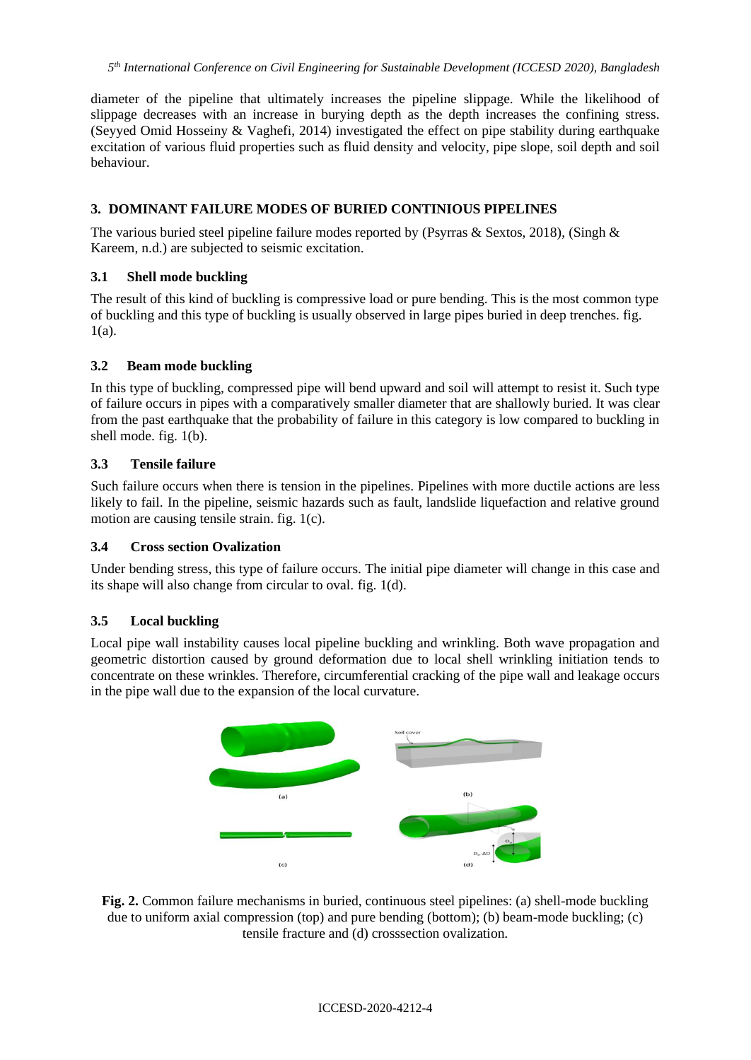diameter of the pipeline that ultimately increases the pipeline slippage. While the likelihood of slippage decreases with an increase in burying depth as the depth increases the confining stress. (Seyyed Omid Hosseiny & Vaghefi, 2014) investigated the effect on pipe stability during earthquake excitation of various fluid properties such as fluid density and velocity, pipe slope, soil depth and soil behaviour.

## 3. DOMINANT FAILURE MODES OF BURIED CONTINIOUS PIPELINES

The various buried steel pipeline failure modes reported by (Psyrras & Sextos, 2018), (Singh & Kareem, n.d.) are subjected to seismic excitation.

### 3.1 Shell mode buckling

The result of this kind of buckling is compressive load or pure bending. This is the most common type of buckling and this type of buckling is usually observed in large pipes buried in deep trenches. fig. 1(a).

### 3.2 Beam mode buckling

In this type of buckling, compressed pipe will bend upward and soil will attempt to resist it. Such type of failure occurs in pipes with a comparatively smaller diameter that are shallowly buried. It was clear from the past earthquake that the probability of failure in this category is low compared to buckling in shell mode. fig. 1(b).

### 3.3 Tensile failure

Such failure occurs when there is tension in the pipelines. Pipelines with more ductile actions are less likely to fail. In the pipeline, seismic hazards such as fault, landslide liquefaction and relative ground motion are causing tensile strain. fig. 1(c).

### 3.4 Cross section Ovalization

Under bending stress, this type of failure occurs. The initial pipe diameter will change in this case and its shape will also change from circular to oval. fig. 1(d).

### 3.5 Local buckling

Local pipe wall instability causes local pipeline buckling and wrinkling. Both wave propagation and geometric distortion caused by ground deformation due to local shell wrinkling initiation tends to concentrate on these wrinkles. Therefore, circumferential cracking of the pipe wall and leakage occurs in the pipe wall due to the expansion of the local curvature.

**Fig. 2.** Common failure mechanisms in buried, continuous steel pipelines: (a) shell-mode buckling due to uniform axial compression (top) and pure bending (bottom); (b) beam-mode buckling; (c) tensile fracture and (d) crosssection ovalization.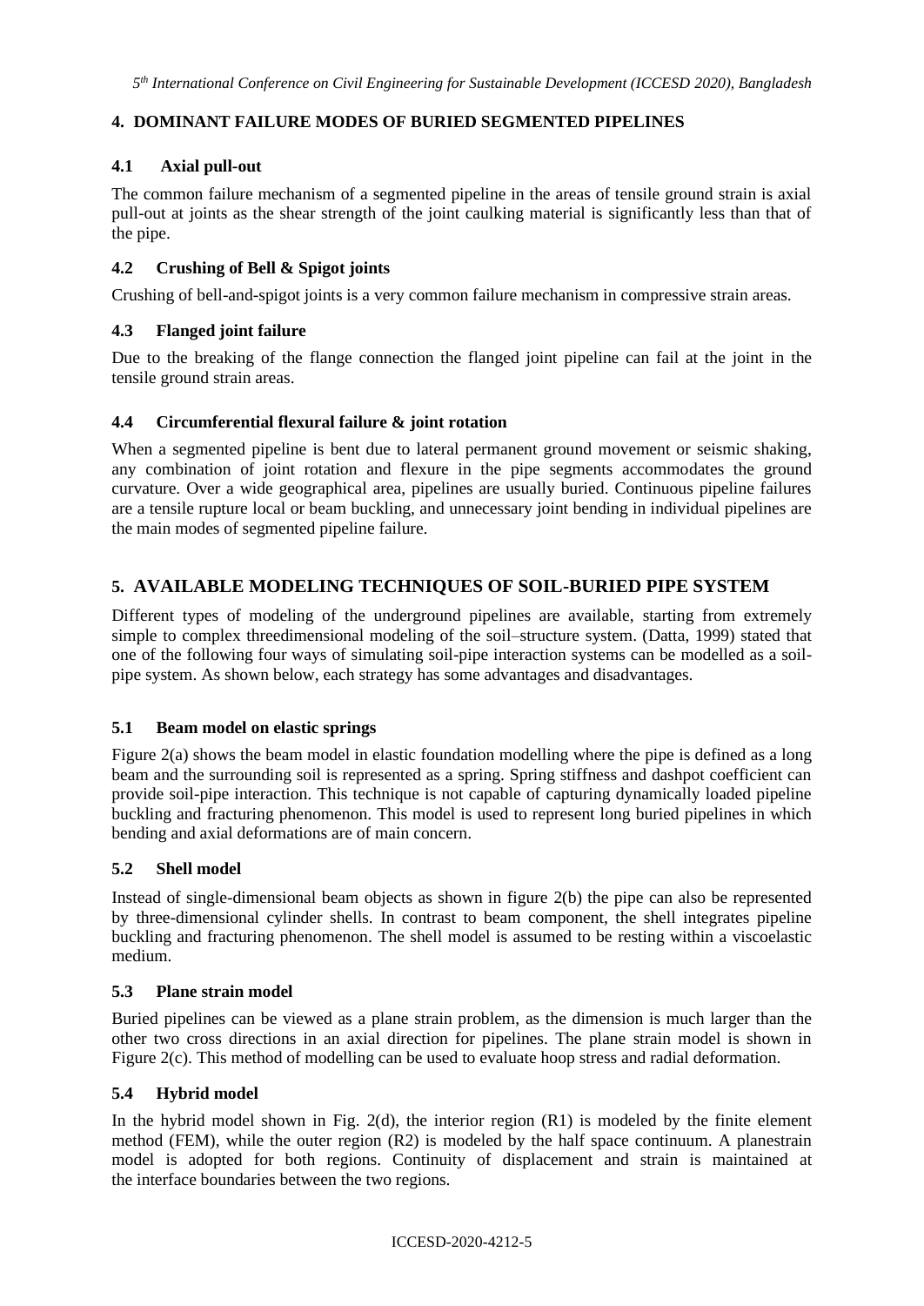## 4. DOMINANT FAILURE MODES OF BURIED SEGMENTED PIPELINES

### 4.1 Axial pull-out

The common failure mechanism of a segmented pipeline in the areas of tensile ground strain is axial pull-out at joints as the shear strength of the joint caulking material is significantly less than that of the pipe.

### 4.2 Crushing of Bell & Spigot joints

Crushing of bell-and-spigot joints is a very common failure mechanism in compressive strain areas.

### 4.3 Flanged joint failure

Due to the breaking of the flange connection the flanged joint pipeline can fail at the joint in the tensile ground strain areas.

### 4.4 Circumferential flexural failure & joint rotation

When a segmented pipeline is bent due to lateral permanent ground movement or seismic shaking, any combination of joint rotation and flexure in the pipe segments accommodates the ground curvature. Over a wide geographical area, pipelines are usually buried. Continuous pipeline failures are a tensile rupture local or beam buckling, and unnecessary joint bending in individual pipelines are the main modes of segmented pipeline failure.

## 5. AVAILABLE MODELING TECHNIQUES OF SOIL-BURIED PIPE SYSTEM

Different types of modeling of the underground pipelines are available, starting from extremely simple to complex threedimensional modeling of the soil–structure system. (Datta, 1999) stated that one of the following four ways of simulating soil-pipe interaction systems can be modelled as a soil-pipe system. As shown below, each strategy has some advantages and disadvantages.

### 5.1 Beam model on elastic springs

Figure 2(a) shows the beam model in elastic foundation modelling where the pipe is defined as a long beam and the surrounding soil is represented as a spring. Spring stiffness and dashpot coefficient can provide soil-pipe interaction. This technique is not capable of capturing dynamically loaded pipeline buckling and fracturing phenomenon. This model is used to represent long buried pipelines in which bending and axial deformations are of main concern.

### 5.2 Shell model

Instead of single-dimensional beam objects as shown in figure 2(b) the pipe can also be represented by three-dimensional cylinder shells. In contrast to beam component, the shell integrates pipeline buckling and fracturing phenomenon. The shell model is assumed to be resting within a viscoelastic medium.

### 5.3 Plane strain model

Buried pipelines can be viewed as a plane strain problem, as the dimension is much larger than the other two cross directions in an axial direction for pipelines. The plane strain model is shown in Figure 2(c). This method of modelling can be used to evaluate hoop stress and radial deformation.

### 5.4 Hybrid model

In the hybrid model shown in Fig. 2(d), the interior region (R1) is modeled by the finite element method (FEM), while the outer region (R2) is modeled by the half space continuum. A planestrain model is adopted for both regions. Continuity of displacement and strain is maintained at the interface boundaries between the two regions.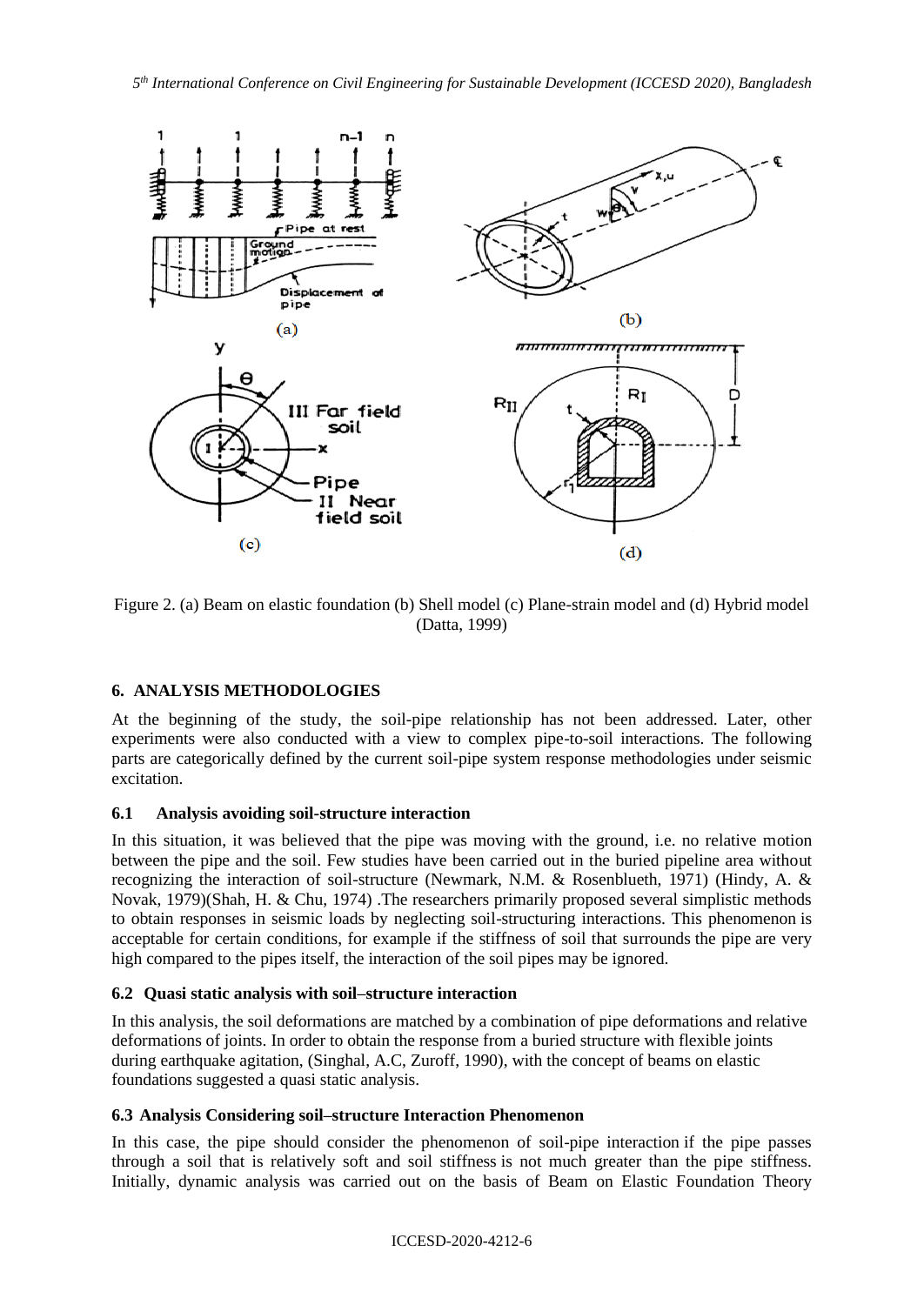Figure 2. (a) Beam on elastic foundation (b) Shell model (c) Plane-strain model and (d) Hybrid model (Datta, 1999)

## 6. ANALYSIS METHODOLOGIES

At the beginning of the study, the soil-pipe relationship has not been addressed. Later, other experiments were also conducted with a view to complex pipe-to-soil interactions. The following parts are categorically defined by the current soil-pipe system response methodologies under seismic excitation.

### 6.1 Analysis avoiding soil-structure interaction

In this situation, it was believed that the pipe was moving with the ground, i.e. no relative motion between the pipe and the soil. Few studies have been carried out in the buried pipeline area without recognizing the interaction of soil-structure (Newmark, N.M. & Rosenblueth, 1971) (Hindy, A. & Novak, 1979)(Shah, H. & Chu, 1974) .The researchers primarily proposed several simplistic methods to obtain responses in seismic loads by neglecting soil-structuring interactions. This phenomenon is acceptable for certain conditions, for example if the stiffness of soil that surrounds the pipe are very high compared to the pipes itself, the interaction of the soil pipes may be ignored.

### 6.2 Quasi static analysis with soil–structure interaction

In this analysis, the soil deformations are matched by a combination of pipe deformations and relative deformations of joints. In order to obtain the response from a buried structure with flexible joints during earthquake agitation, (Singhal, A.C, Zuroff, 1990), with the concept of beams on elastic foundations suggested a quasi static analysis.

### 6.3 Analysis Considering soil–structure Interaction Phenomenon

In this case, the pipe should consider the phenomenon of soil-pipe interaction if the pipe passes through a soil that is relatively soft and soil stiffness is not much greater than the pipe stiffness. Initially, dynamic analysis was carried out on the basis of Beam on Elastic Foundation Theory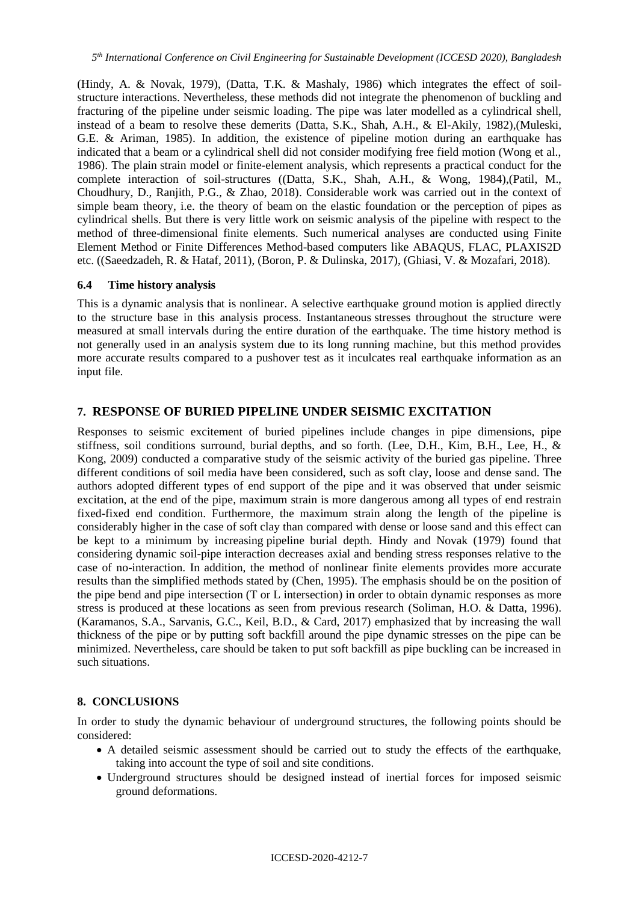(Hindy, A. & Novak, 1979), (Datta, T.K. & Mashaly, 1986) which integrates the effect of soil-structure interactions. Nevertheless, these methods did not integrate the phenomenon of buckling and fracturing of the pipeline under seismic loading. The pipe was later modelled as a cylindrical shell, instead of a beam to resolve these demerits (Datta, S.K., Shah, A.H., & El-Akily, 1982),(Muleski, G.E. & Ariman, 1985). In addition, the existence of pipeline motion during an earthquake has indicated that a beam or a cylindrical shell did not consider modifying free field motion (Wong et al., 1986). The plain strain model or finite-element analysis, which represents a practical conduct for the complete interaction of soil-structures ((Datta, S.K., Shah, A.H., & Wong, 1984),(Patil, M., Choudhury, D., Ranjith, P.G., & Zhao, 2018). Considerable work was carried out in the context of simple beam theory, i.e. the theory of beam on the elastic foundation or the perception of pipes as cylindrical shells. But there is very little work on seismic analysis of the pipeline with respect to the method of three-dimensional finite elements. Such numerical analyses are conducted using Finite Element Method or Finite Differences Method-based computers like ABAQUS, FLAC, PLAXIS2D etc. ((Saeedzadeh, R. & Hataf, 2011), (Boron, P. & Dulinska, 2017), (Ghiasi, V. & Mozafari, 2018).

### 6.4 Time history analysis

This is a dynamic analysis that is nonlinear. A selective earthquake ground motion is applied directly to the structure base in this analysis process. Instantaneous stresses throughout the structure were measured at small intervals during the entire duration of the earthquake. The time history method is not generally used in an analysis system due to its long running machine, but this method provides more accurate results compared to a pushover test as it inculcates real earthquake information as an input file.

## 7. RESPONSE OF BURIED PIPELINE UNDER SEISMIC EXCITATION

Responses to seismic excitement of buried pipelines include changes in pipe dimensions, pipe stiffness, soil conditions surround, burial depths, and so forth. (Lee, D.H., Kim, B.H., Lee, H., & Kong, 2009) conducted a comparative study of the seismic activity of the buried gas pipeline. Three different conditions of soil media have been considered, such as soft clay, loose and dense sand. The authors adopted different types of end support of the pipe and it was observed that under seismic excitation, at the end of the pipe, maximum strain is more dangerous among all types of end restrain fixed-fixed end condition. Furthermore, the maximum strain along the length of the pipeline is considerably higher in the case of soft clay than compared with dense or loose sand and this effect can be kept to a minimum by increasing pipeline burial depth. Hindy and Novak (1979) found that considering dynamic soil-pipe interaction decreases axial and bending stress responses relative to the case of no-interaction. In addition, the method of nonlinear finite elements provides more accurate results than the simplified methods stated by (Chen, 1995). The emphasis should be on the position of the pipe bend and pipe intersection (T or L intersection) in order to obtain dynamic responses as more stress is produced at these locations as seen from previous research (Soliman, H.O. & Datta, 1996). (Karamanos, S.A., Sarvanis, G.C., Keil, B.D., & Card, 2017) emphasized that by increasing the wall thickness of the pipe or by putting soft backfill around the pipe dynamic stresses on the pipe can be minimized. Nevertheless, care should be taken to put soft backfill as pipe buckling can be increased in such situations.

## 8. CONCLUSIONS

In order to study the dynamic behaviour of underground structures, the following points should be considered:

- A detailed seismic assessment should be carried out to study the effects of the earthquake, taking into account the type of soil and site conditions.
- Underground structures should be designed instead of inertial forces for imposed seismic ground deformations.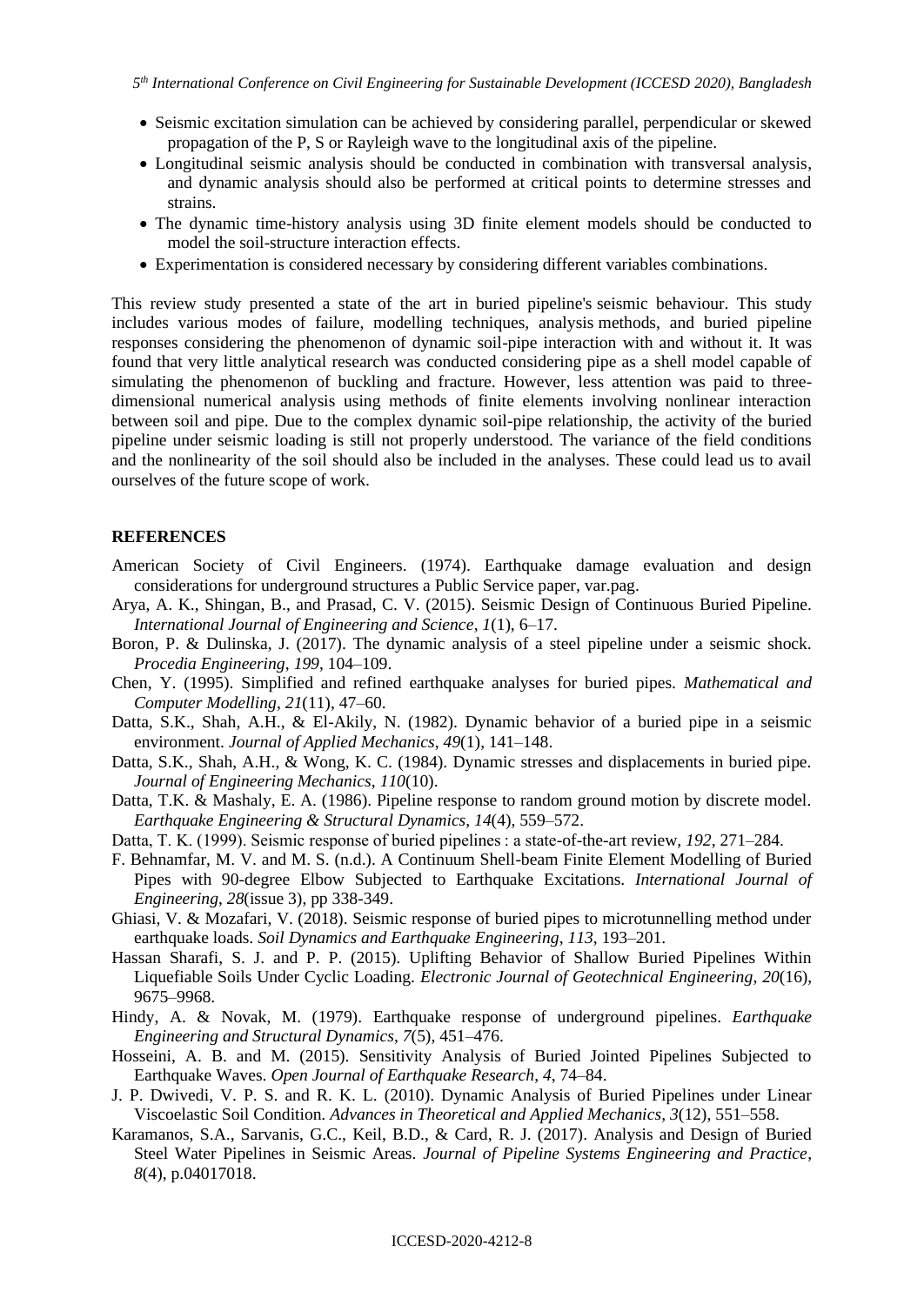- Seismic excitation simulation can be achieved by considering parallel, perpendicular or skewed propagation of the P, S or Rayleigh wave to the longitudinal axis of the pipeline.
- Longitudinal seismic analysis should be conducted in combination with transversal analysis, and dynamic analysis should also be performed at critical points to determine stresses and strains.
- The dynamic time-history analysis using 3D finite element models should be conducted to model the soil-structure interaction effects.
- Experimentation is considered necessary by considering different variables combinations.

This review study presented a state of the art in buried pipeline's seismic behaviour. This study includes various modes of failure, modelling techniques, analysis methods, and buried pipeline responses considering the phenomenon of dynamic soil-pipe interaction with and without it. It was found that very little analytical research was conducted considering pipe as a shell model capable of simulating the phenomenon of buckling and fracture. However, less attention was paid to three-dimensional numerical analysis using methods of finite elements involving nonlinear interaction between soil and pipe. Due to the complex dynamic soil-pipe relationship, the activity of the buried pipeline under seismic loading is still not properly understood. The variance of the field conditions and the nonlinearity of the soil should also be included in the analyses. These could lead us to avail ourselves of the future scope of work.

## REFERENCES

American Society of Civil Engineers. (1974). Earthquake damage evaluation and design considerations for underground structures a Public Service paper, var.pag.

Arya, A. K., Shingan, B., and Prasad, C. V. (2015). Seismic Design of Continuous Buried Pipeline. *International Journal of Engineering and Science*, *1*(1), 6–17.

Boron, P. & Dulinska, J. (2017). The dynamic analysis of a steel pipeline under a seismic shock. *Procedia Engineering*, *199*, 104–109.

Chen, Y. (1995). Simplified and refined earthquake analyses for buried pipes. *Mathematical and Computer Modelling*, *21*(11), 47–60.

Datta, S.K., Shah, A.H., & El-Akily, N. (1982). Dynamic behavior of a buried pipe in a seismic environment. *Journal of Applied Mechanics*, *49*(1), 141–148.

Datta, S.K., Shah, A.H., & Wong, K. C. (1984). Dynamic stresses and displacements in buried pipe. *Journal of Engineering Mechanics*, *110*(10).

Datta, T.K. & Mashaly, E. A. (1986). Pipeline response to random ground motion by discrete model. *Earthquake Engineering & Structural Dynamics*, *14*(4), 559–572.

Datta, T. K. (1999). Seismic response of buried pipelines : a state-of-the-art review, *192*, 271–284.

F. Behnamfar, M. V. and M. S. (n.d.). A Continuum Shell-beam Finite Element Modelling of Buried Pipes with 90-degree Elbow Subjected to Earthquake Excitations. *International Journal of Engineering*, *28*(issue 3), pp 338-349.

Ghiasi, V. & Mozafari, V. (2018). Seismic response of buried pipes to microtunnelling method under earthquake loads. *Soil Dynamics and Earthquake Engineering*, *113*, 193–201.

Hassan Sharafi, S. J. and P. P. (2015). Uplifting Behavior of Shallow Buried Pipelines Within Liquefiable Soils Under Cyclic Loading. *Electronic Journal of Geotechnical Engineering*, *20*(16), 9675–9968.

Hindy, A. & Novak, M. (1979). Earthquake response of underground pipelines. *Earthquake Engineering and Structural Dynamics*, *7*(5), 451–476.

Hosseini, A. B. and M. (2015). Sensitivity Analysis of Buried Jointed Pipelines Subjected to Earthquake Waves. *Open Journal of Earthquake Research*, *4*, 74–84.

J. P. Dwivedi, V. P. S. and R. K. L. (2010). Dynamic Analysis of Buried Pipelines under Linear Viscoelastic Soil Condition. *Advances in Theoretical and Applied Mechanics*, *3*(12), 551–558.

Karamanos, S.A., Sarvanis, G.C., Keil, B.D., & Card, R. J. (2017). Analysis and Design of Buried Steel Water Pipelines in Seismic Areas. *Journal of Pipeline Systems Engineering and Practice*, *8*(4), p.04017018.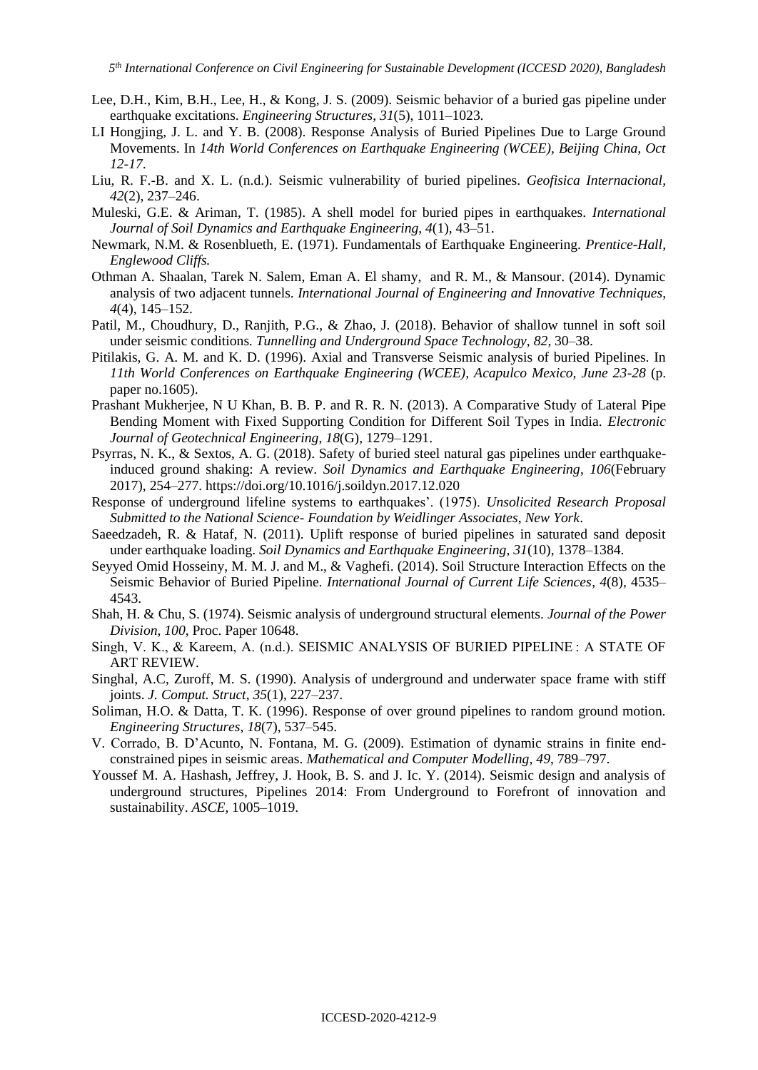Lee, D.H., Kim, B.H., Lee, H., & Kong, J. S. (2009). Seismic behavior of a buried gas pipeline under earthquake excitations. *Engineering Structures*, *31*(5), 1011–1023.

LI Hongjing, J. L. and Y. B. (2008). Response Analysis of Buried Pipelines Due to Large Ground Movements. In *14th World Conferences on Earthquake Engineering (WCEE), Beijing China, Oct 12-17*.

Liu, R. F.-B. and X. L. (n.d.). Seismic vulnerability of buried pipelines. *Geofisica Internacional*, *42*(2), 237–246.

Muleski, G.E. & Ariman, T. (1985). A shell model for buried pipes in earthquakes. *International Journal of Soil Dynamics and Earthquake Engineering*, *4*(1), 43–51.

Newmark, N.M. & Rosenblueth, E. (1971). Fundamentals of Earthquake Engineering. *Prentice-Hall, Englewood Cliffs.*

Othman A. Shaalan, Tarek N. Salem, Eman A. El shamy, and R. M., & Mansour. (2014). Dynamic analysis of two adjacent tunnels. *International Journal of Engineering and Innovative Techniques*, *4*(4), 145–152.

Patil, M., Choudhury, D., Ranjith, P.G., & Zhao, J. (2018). Behavior of shallow tunnel in soft soil under seismic conditions. *Tunnelling and Underground Space Technology*, *82*, 30–38.

Pitilakis, G. A. M. and K. D. (1996). Axial and Transverse Seismic analysis of buried Pipelines. In *11th World Conferences on Earthquake Engineering (WCEE), Acapulco Mexico, June 23-28* (p. paper no.1605).

Prashant Mukherjee, N U Khan, B. B. P. and R. R. N. (2013). A Comparative Study of Lateral Pipe Bending Moment with Fixed Supporting Condition for Different Soil Types in India. *Electronic Journal of Geotechnical Engineering*, *18*(G), 1279–1291.

Psyrras, N. K., & Sextos, A. G. (2018). Safety of buried steel natural gas pipelines under earthquake-induced ground shaking: A review. *Soil Dynamics and Earthquake Engineering*, *106*(February 2017), 254–277. https://doi.org/10.1016/j.soildyn.2017.12.020

Response of underground lifeline systems to earthquakes'. (1975). *Unsolicited Research Proposal Submitted to the National Science- Foundation by Weidlinger Associates, New York*.

Saeedzadeh, R. & Hataf, N. (2011). Uplift response of buried pipelines in saturated sand deposit under earthquake loading. *Soil Dynamics and Earthquake Engineering*, *31*(10), 1378–1384.

Seyyed Omid Hosseiny, M. M. J. and M., & Vaghefi. (2014). Soil Structure Interaction Effects on the Seismic Behavior of Buried Pipeline. *International Journal of Current Life Sciences*, *4*(8), 4535–4543.

Shah, H. & Chu, S. (1974). Seismic analysis of underground structural elements. *Journal of the Power Division*, *100*, Proc. Paper 10648.

Singh, V. K., & Kareem, A. (n.d.). SEISMIC ANALYSIS OF BURIED PIPELINE : A STATE OF ART REVIEW.

Singhal, A.C, Zuroff, M. S. (1990). Analysis of underground and underwater space frame with stiff joints. *J. Comput. Struct*, *35*(1), 227–237.

Soliman, H.O. & Datta, T. K. (1996). Response of over ground pipelines to random ground motion. *Engineering Structures*, *18*(7), 537–545.

V. Corrado, B. D'Acunto, N. Fontana, M. G. (2009). Estimation of dynamic strains in finite end-constrained pipes in seismic areas. *Mathematical and Computer Modelling*, *49*, 789–797.

Youssef M. A. Hashash, Jeffrey, J. Hook, B. S. and J. Ic. Y. (2014). Seismic design and analysis of underground structures, Pipelines 2014: From Underground to Forefront of innovation and sustainability. *ASCE*, 1005–1019.